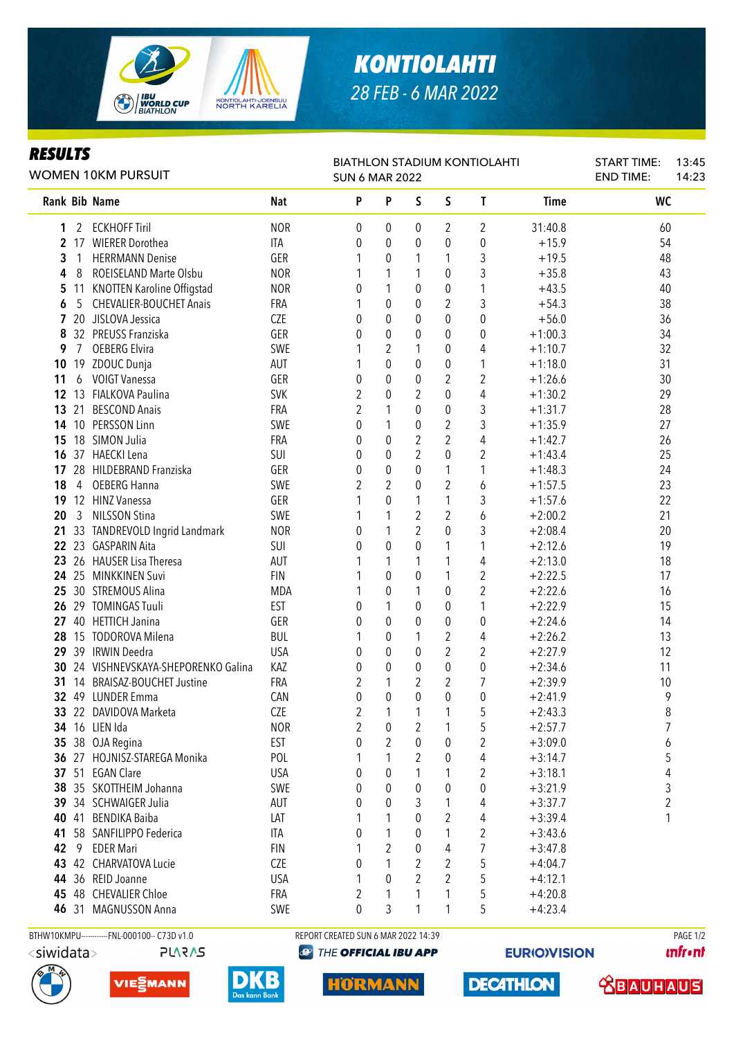# KONTIOLAHTI

28 FEB - 6 MAR 2022

## RESULTS

WOMEN 10KM PURSUIT

BIATHLON STADIUM KONTIOLAHTI
SUN 6 MAR 2022

START TIME: 13:45
END TIME: 14:23

| Rank | Bib | Name | Nat | P | P | S | S | T | Time | WC |
|---|---|---|---|---|---|---|---|---|---|---|
| 1 | 2 | ECKHOFF Tiril | NOR | 0 | 0 | 0 | 2 | 2 | 31:40.8 | 60 |
| 2 | 17 | WIERER Dorothea | ITA | 0 | 0 | 0 | 0 | 0 | +15.9 | 54 |
| 3 | 1 | HERRMANN Denise | GER | 1 | 0 | 1 | 1 | 3 | +19.5 | 48 |
| 4 | 8 | ROEISELAND Marte Olsbu | NOR | 1 | 1 | 1 | 0 | 3 | +35.8 | 43 |
| 5 | 11 | KNOTTEN Karoline Offigstad | NOR | 0 | 1 | 0 | 0 | 1 | +43.5 | 40 |
| 6 | 5 | CHEVALIER-BOUCHET Anais | FRA | 1 | 0 | 0 | 2 | 3 | +54.3 | 38 |
| 7 | 20 | JISLOVA Jessica | CZE | 0 | 0 | 0 | 0 | 0 | +56.0 | 36 |
| 8 | 32 | PREUSS Franziska | GER | 0 | 0 | 0 | 0 | 0 | +1:00.3 | 34 |
| 9 | 7 | OEBERG Elvira | SWE | 1 | 2 | 1 | 0 | 4 | +1:10.7 | 32 |
| 10 | 19 | ZDOUC Dunja | AUT | 1 | 0 | 0 | 0 | 1 | +1:18.0 | 31 |
| 11 | 6 | VOIGT Vanessa | GER | 0 | 0 | 0 | 2 | 2 | +1:26.6 | 30 |
| 12 | 13 | FIALKOVA Paulina | SVK | 2 | 0 | 2 | 0 | 4 | +1:30.2 | 29 |
| 13 | 21 | BESCOND Anais | FRA | 2 | 1 | 0 | 0 | 3 | +1:31.7 | 28 |
| 14 | 10 | PERSSON Linn | SWE | 0 | 1 | 0 | 2 | 3 | +1:35.9 | 27 |
| 15 | 18 | SIMON Julia | FRA | 0 | 0 | 2 | 2 | 4 | +1:42.7 | 26 |
| 16 | 37 | HAECKI Lena | SUI | 0 | 0 | 2 | 0 | 2 | +1:43.4 | 25 |
| 17 | 28 | HILDEBRAND Franziska | GER | 0 | 0 | 0 | 1 | 1 | +1:48.3 | 24 |
| 18 | 4 | OEBERG Hanna | SWE | 2 | 2 | 0 | 2 | 6 | +1:57.5 | 23 |
| 19 | 12 | HINZ Vanessa | GER | 1 | 0 | 1 | 1 | 3 | +1:57.6 | 22 |
| 20 | 3 | NILSSON Stina | SWE | 1 | 1 | 2 | 2 | 6 | +2:00.2 | 21 |
| 21 | 33 | TANDREVOLD Ingrid Landmark | NOR | 0 | 1 | 2 | 0 | 3 | +2:08.4 | 20 |
| 22 | 23 | GASPARIN Aita | SUI | 0 | 0 | 0 | 1 | 1 | +2:12.6 | 19 |
| 23 | 26 | HAUSER Lisa Theresa | AUT | 1 | 1 | 1 | 1 | 4 | +2:13.0 | 18 |
| 24 | 25 | MINKKINEN Suvi | FIN | 1 | 0 | 0 | 1 | 2 | +2:22.5 | 17 |
| 25 | 30 | STREMOUS Alina | MDA | 1 | 0 | 1 | 0 | 2 | +2:22.6 | 16 |
| 26 | 29 | TOMINGAS Tuuli | EST | 0 | 1 | 0 | 0 | 1 | +2:22.9 | 15 |
| 27 | 40 | HETTICH Janina | GER | 0 | 0 | 0 | 0 | 0 | +2:24.6 | 14 |
| 28 | 15 | TODOROVA Milena | BUL | 1 | 0 | 1 | 2 | 4 | +2:26.2 | 13 |
| 29 | 39 | IRWIN Deedra | USA | 0 | 0 | 0 | 2 | 2 | +2:27.9 | 12 |
| 30 | 24 | VISHNEVSKAYA-SHEPORENKO Galina | KAZ | 0 | 0 | 0 | 0 | 0 | +2:34.6 | 11 |
| 31 | 14 | BRAISAZ-BOUCHET Justine | FRA | 2 | 1 | 2 | 2 | 7 | +2:39.9 | 10 |
| 32 | 49 | LUNDER Emma | CAN | 0 | 0 | 0 | 0 | 0 | +2:41.9 | 9 |
| 33 | 22 | DAVIDOVA Marketa | CZE | 2 | 1 | 1 | 1 | 5 | +2:43.3 | 8 |
| 34 | 16 | LIEN Ida | NOR | 2 | 0 | 2 | 1 | 5 | +2:57.7 | 7 |
| 35 | 38 | OJA Regina | EST | 0 | 2 | 0 | 0 | 2 | +3:09.0 | 6 |
| 36 | 27 | HOJNISZ-STAREGA Monika | POL | 1 | 1 | 2 | 0 | 4 | +3:14.7 | 5 |
| 37 | 51 | EGAN Clare | USA | 0 | 0 | 1 | 1 | 2 | +3:18.1 | 4 |
| 38 | 35 | SKOTTHEIM Johanna | SWE | 0 | 0 | 0 | 0 | 0 | +3:21.9 | 3 |
| 39 | 34 | SCHWAIGER Julia | AUT | 0 | 0 | 3 | 1 | 4 | +3:37.7 | 2 |
| 40 | 41 | BENDIKA Baiba | LAT | 1 | 1 | 0 | 2 | 4 | +3:39.4 | 1 |
| 41 | 58 | SANFILIPPO Federica | ITA | 0 | 1 | 0 | 1 | 2 | +3:43.6 | |
| 42 | 9 | EDER Mari | FIN | 1 | 2 | 0 | 4 | 7 | +3:47.8 | |
| 43 | 42 | CHARVATOVA Lucie | CZE | 0 | 1 | 2 | 2 | 5 | +4:04.7 | |
| 44 | 36 | REID Joanne | USA | 1 | 0 | 2 | 2 | 5 | +4:12.1 | |
| 45 | 48 | CHEVALIER Chloe | FRA | 2 | 1 | 1 | 1 | 5 | +4:20.8 | |
| 46 | 31 | MAGNUSSON Anna | SWE | 0 | 3 | 1 | 1 | 5 | +4:23.4 | |

BTHW10KMPU-----------FNL-000100-- C73D v1.0

REPORT CREATED SUN 6 MAR 2022 14:39

THE OFFICIAL IBU APP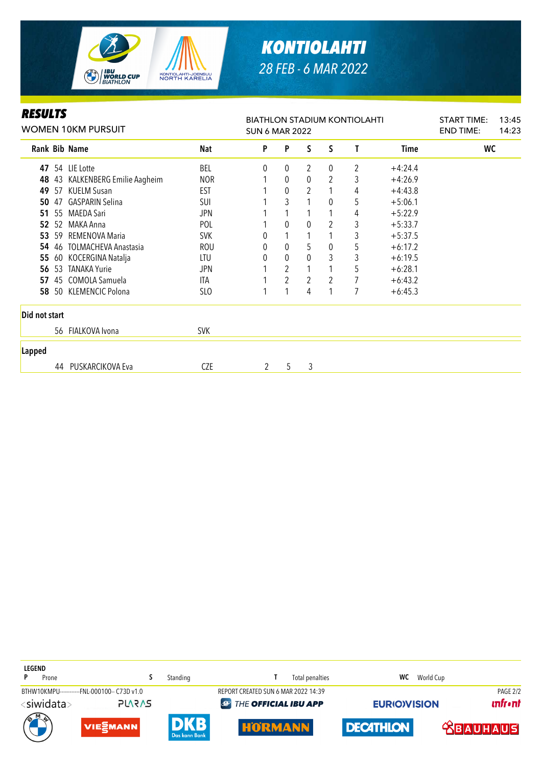# KONTIOLAHTI

*28 FEB - 6 MAR 2022*

## RESULTS

WOMEN 10KM PURSUIT

BIATHLON STADIUM KONTIOLAHTI
SUN 6 MAR 2022

START TIME: 13:45
END TIME: 14:23

| Rank | Bib | Name | Nat | P | P | S | S | T | Time | WC |
|---|---|---|---|---|---|---|---|---|---|---|
| **47** | 54 | LIE Lotte | BEL | 0 | 0 | 2 | 0 | 2 | +4:24.4 | |
| **48** | 43 | KALKENBERG Emilie Aagheim | NOR | 1 | 0 | 0 | 2 | 3 | +4:26.9 | |
| **49** | 57 | KUELM Susan | EST | 1 | 0 | 2 | 1 | 4 | +4:43.8 | |
| **50** | 47 | GASPARIN Selina | SUI | 1 | 3 | 1 | 0 | 5 | +5:06.1 | |
| **51** | 55 | MAEDA Sari | JPN | 1 | 1 | 1 | 1 | 4 | +5:22.9 | |
| **52** | 52 | MAKA Anna | POL | 1 | 0 | 0 | 2 | 3 | +5:33.7 | |
| **53** | 59 | REMENOVA Maria | SVK | 0 | 1 | 1 | 1 | 3 | +5:37.5 | |
| **54** | 46 | TOLMACHEVA Anastasia | ROU | 0 | 0 | 5 | 0 | 5 | +6:17.2 | |
| **55** | 60 | KOCERGINA Natalja | LTU | 0 | 0 | 0 | 3 | 3 | +6:19.5 | |
| **56** | 53 | TANAKA Yurie | JPN | 1 | 2 | 1 | 1 | 5 | +6:28.1 | |
| **57** | 45 | COMOLA Samuela | ITA | 1 | 2 | 2 | 2 | 7 | +6:43.2 | |
| **58** | 50 | KLEMENCIC Polona | SLO | 1 | 1 | 4 | 1 | 7 | +6:45.3 | |
| **Did not start** | | | | | | | | | | |
| | 56 | FIALKOVA Ivona | SVK | | | | | | | |
| **Lapped** | | | | | | | | | | |
| | 44 | PUSKARCIKOVA Eva | CZE | 2 | 5 | 3 | | | | |

**LEGEND**

P Prone · S Standing · T Total penalties · WC World Cup

BTHW10KMPU-----------FNL-000100-- C73D v1.0

REPORT CREATED SUN 6 MAR 2022 14:39